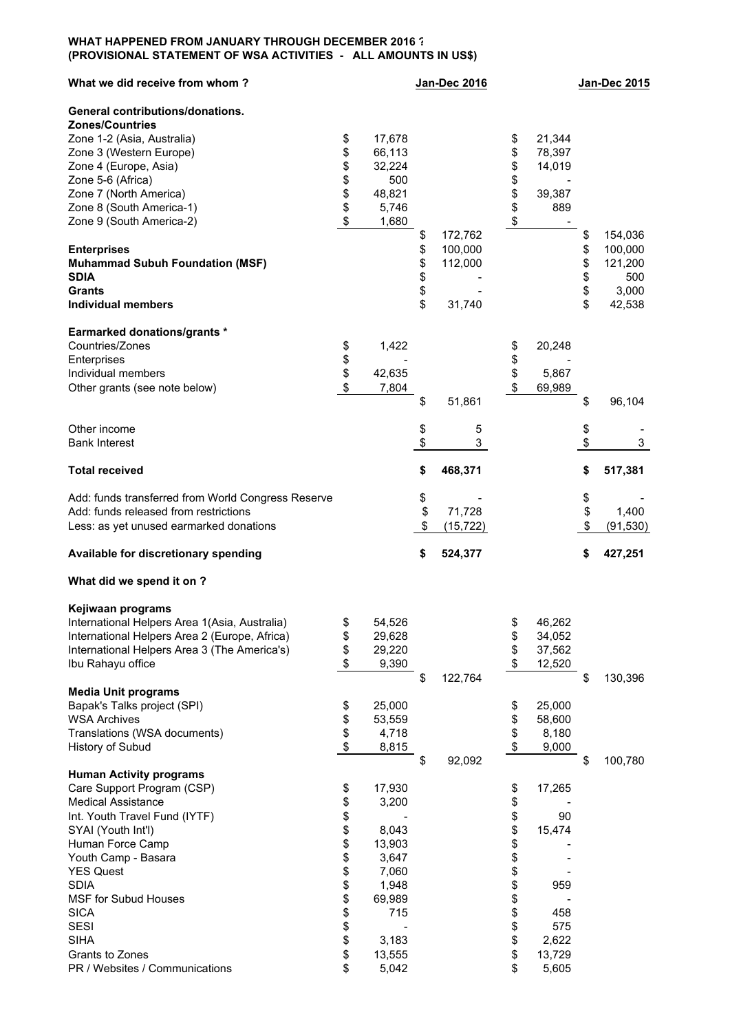**WHAT HAPPENED FROM JANUARY THROUGH DECEMBER 2016 ?**
**(PROVISIONAL STATEMENT OF WSA ACTIVITIES - ALL AMOUNTS IN US$)**

| What we did receive from whom ? | | Jan-Dec 2016 | | Jan-Dec 2015 |
|---|---|---|---|---|
| **General contributions/donations.** | | | | |
| **Zones/Countries** | | | | |
| Zone 1-2 (Asia, Australia) | $ 17,678 | | $ 21,344 | |
| Zone 3 (Western Europe) | $ 66,113 | | $ 78,397 | |
| Zone 4 (Europe, Asia) | $ 32,224 | | $ 14,019 | |
| Zone 5-6 (Africa) | $ 500 | | $ - | |
| Zone 7 (North America) | $ 48,821 | | $ 39,387 | |
| Zone 8 (South America-1) | $ 5,746 | | $ 889 | |
| Zone 9 (South America-2) | $ 1,680 | $ 172,762 | $ - | $ 154,036 |
| **Enterprises** | | $ 100,000 | | $ 100,000 |
| **Muhammad Subuh Foundation (MSF)** | | $ 112,000 | | $ 121,200 |
| **SDIA** | | $ - | | $ 500 |
| **Grants** | | $ - | | $ 3,000 |
| **Individual members** | | $ 31,740 | | $ 42,538 |
| **Earmarked donations/grants *** | | | | |
| Countries/Zones | $ 1,422 | | $ 20,248 | |
| Enterprises | $ - | | $ - | |
| Individual members | $ 42,635 | | $ 5,867 | |
| Other grants (see note below) | $ 7,804 | $ 51,861 | $ 69,989 | $ 96,104 |
| Other income | | $ 5 | | $ - |
| Bank Interest | | $ 3 | | $ 3 |
| **Total received** | | **$ 468,371** | | **$ 517,381** |
| Add: funds transferred from World Congress Reserve | | $ - | | $ - |
| Add: funds released from restrictions | | $ 71,728 | | $ 1,400 |
| Less: as yet unused earmarked donations | | $ (15,722) | | $ (91,530) |
| **Available for discretionary spending** | | **$ 524,377** | | **$ 427,251** |

**What did we spend it on ?**

| | | Jan-Dec 2016 | | Jan-Dec 2015 |
|---|---|---|---|---|
| **Kejiwaan programs** | | | | |
| International Helpers Area 1(Asia, Australia) | $ 54,526 | | $ 46,262 | |
| International Helpers Area 2 (Europe, Africa) | $ 29,628 | | $ 34,052 | |
| International Helpers Area 3 (The America's) | $ 29,220 | | $ 37,562 | |
| Ibu Rahayu office | $ 9,390 | $ 122,764 | $ 12,520 | $ 130,396 |
| **Media Unit programs** | | | | |
| Bapak's Talks project (SPI) | $ 25,000 | | $ 25,000 | |
| WSA Archives | $ 53,559 | | $ 58,600 | |
| Translations (WSA documents) | $ 4,718 | | $ 8,180 | |
| History of Subud | $ 8,815 | $ 92,092 | $ 9,000 | $ 100,780 |
| **Human Activity programs** | | | | |
| Care Support Program (CSP) | $ 17,930 | | $ 17,265 | |
| Medical Assistance | $ 3,200 | | $ - | |
| Int. Youth Travel Fund (IYTF) | $ - | | $ 90 | |
| SYAI (Youth Int'l) | $ 8,043 | | $ 15,474 | |
| Human Force Camp | $ 13,903 | | $ - | |
| Youth Camp - Basara | $ 3,647 | | $ - | |
| YES Quest | $ 7,060 | | $ - | |
| SDIA | $ 1,948 | | $ 959 | |
| MSF for Subud Houses | $ 69,989 | | $ - | |
| SICA | $ 715 | | $ 458 | |
| SESI | $ - | | $ 575 | |
| SIHA | $ 3,183 | | $ 2,622 | |
| Grants to Zones | $ 13,555 | | $ 13,729 | |
| PR / Websites / Communications | $ 5,042 | | $ 5,605 | |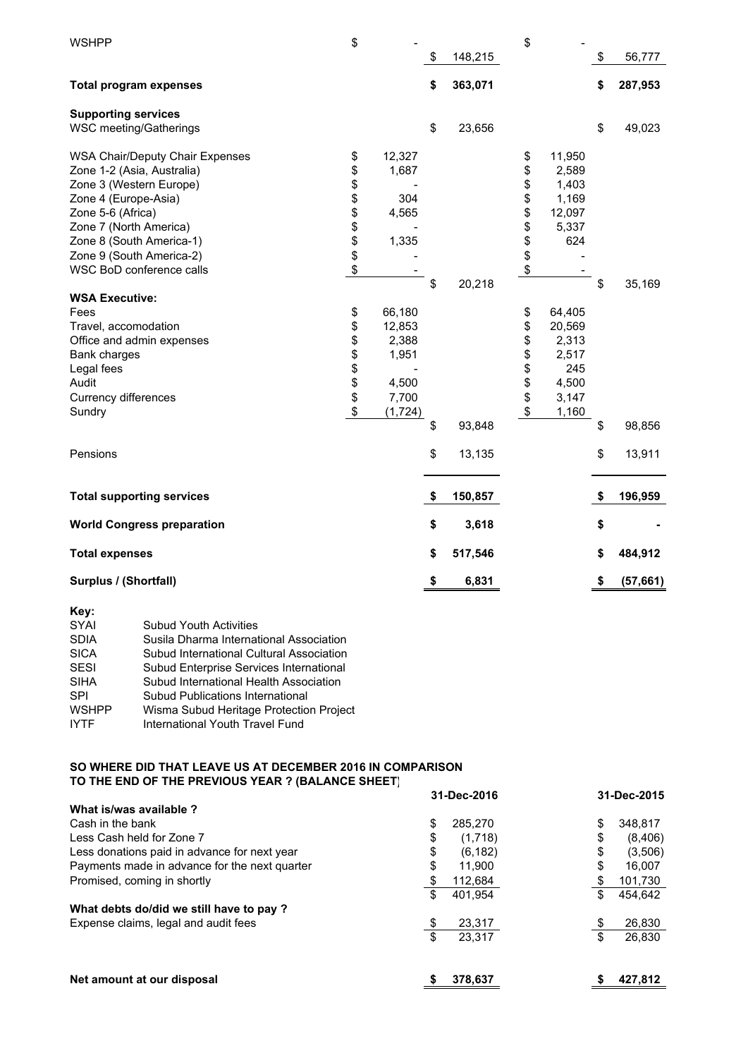| | | | | |
|---|---|---|---|---|
| WSHPP | $ - | $ 148,215 | $ - | $ 56,777 |
| **Total program expenses** | | **$ 363,071** | | **$ 287,953** |
| **Supporting services** | | | | |
| WSC meeting/Gatherings | | $ 23,656 | | $ 49,023 |
| WSA Chair/Deputy Chair Expenses | $ 12,327 | | $ 11,950 | |
| Zone 1-2 (Asia, Australia) | $ 1,687 | | $ 2,589 | |
| Zone 3 (Western Europe) | $ - | | $ 1,403 | |
| Zone 4 (Europe-Asia) | $ 304 | | $ 1,169 | |
| Zone 5-6 (Africa) | $ 4,565 | | $ 12,097 | |
| Zone 7 (North America) | $ - | | $ 5,337 | |
| Zone 8 (South America-1) | $ 1,335 | | $ 624 | |
| Zone 9 (South America-2) | $ - | | $ - | |
| WSC BoD conference calls | $ - | | $ - | |
| | | $ 20,218 | | $ 35,169 |
| **WSA Executive:** | | | | |
| Fees | $ 66,180 | | $ 64,405 | |
| Travel, accomodation | $ 12,853 | | $ 20,569 | |
| Office and admin expenses | $ 2,388 | | $ 2,313 | |
| Bank charges | $ 1,951 | | $ 2,517 | |
| Legal fees | $ - | | $ 245 | |
| Audit | $ 4,500 | | $ 4,500 | |
| Currency differences | $ 7,700 | | $ 3,147 | |
| Sundry | $ (1,724) | | $ 1,160 | |
| | | $ 93,848 | | $ 98,856 |
| Pensions | | $ 13,135 | | $ 13,911 |
| **Total supporting services** | | **$ 150,857** | | **$ 196,959** |
| **World Congress preparation** | | **$ 3,618** | | **$ -** |
| **Total expenses** | | **$ 517,546** | | **$ 484,912** |
| **Surplus / (Shortfall)** | | **$ 6,831** | | **$ (57,661)** |

**Key:**

| | |
|---|---|
| SYAI | Subud Youth Activities |
| SDIA | Susila Dharma International Association |
| SICA | Subud International Cultural Association |
| SESI | Subud Enterprise Services International |
| SIHA | Subud International Health Association |
| SPI | Subud Publications International |
| WSHPP | Wisma Subud Heritage Protection Project |
| IYTF | International Youth Travel Fund |

**SO WHERE DID THAT LEAVE US AT DECEMBER 2016 IN COMPARISON TO THE END OF THE PREVIOUS YEAR ? (BALANCE SHEET)**

| | 31-Dec-2016 | 31-Dec-2015 |
|---|---|---|
| **What is/was available ?** | | |
| Cash in the bank | $ 285,270 | $ 348,817 |
| Less Cash held for Zone 7 | $ (1,718) | $ (8,406) |
| Less donations paid in advance for next year | $ (6,182) | $ (3,506) |
| Payments made in advance for the next quarter | $ 11,900 | $ 16,007 |
| Promised, coming in shortly | $ 112,684 | $ 101,730 |
| | $ 401,954 | $ 454,642 |
| **What debts do/did we still have to pay ?** | | |
| Expense claims, legal and audit fees | $ 23,317 | $ 26,830 |
| | $ 23,317 | $ 26,830 |
| **Net amount at our disposal** | **$ 378,637** | **$ 427,812** |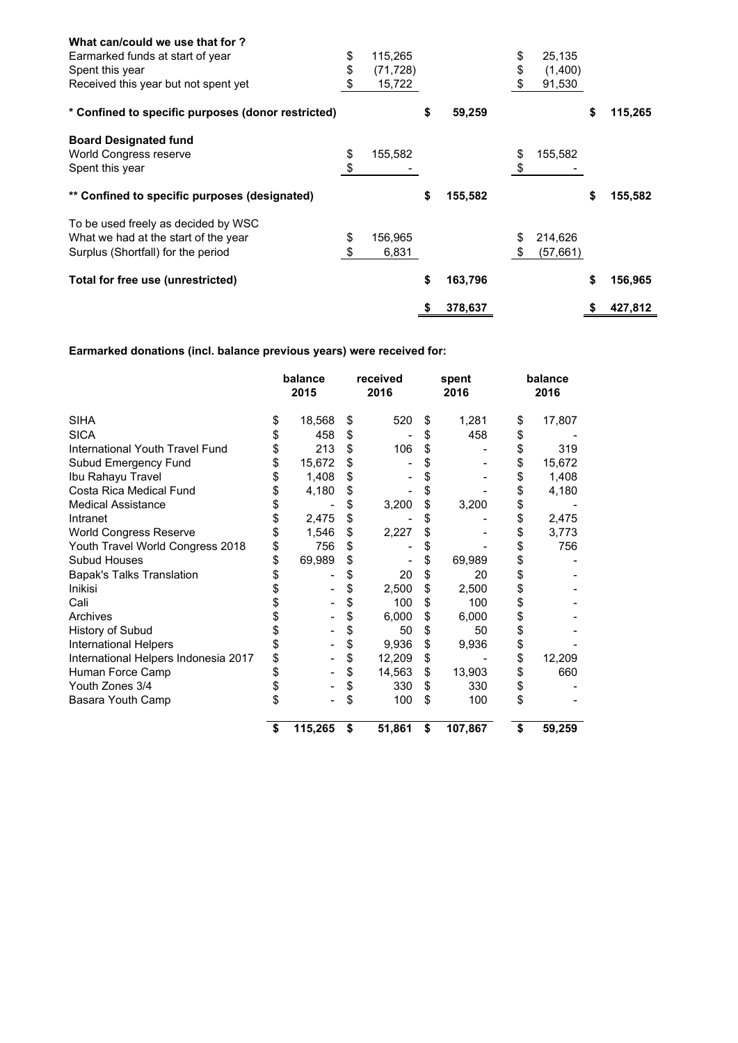| | | | | |
|---|---|---|---|---|
| **What can/could we use that for ?** | | | | |
| Earmarked funds at start of year | $ 115,265 | | $ 25,135 | |
| Spent this year | $ (71,728) | | $ (1,400) | |
| Received this year but not spent yet | $ 15,722 | | $ 91,530 | |
| **\* Confined to specific purposes (donor restricted)** | | **$ 59,259** | | **$ 115,265** |
| **Board Designated fund** | | | | |
| World Congress reserve | $ 155,582 | | $ 155,582 | |
| Spent this year | $ - | | $ - | |
| **\*\* Confined to specific purposes (designated)** | | **$ 155,582** | | **$ 155,582** |
| To be used freely as decided by WSC | | | | |
| What we had at the start of the year | $ 156,965 | | $ 214,626 | |
| Surplus (Shortfall) for the period | $ 6,831 | | $ (57,661) | |
| **Total for free use (unrestricted)** | | **$ 163,796** | | **$ 156,965** |
| | | **$ 378,637** | | **$ 427,812** |

**Earmarked donations (incl. balance previous years) were received for:**

| | balance 2015 | received 2016 | spent 2016 | balance 2016 |
|---|---|---|---|---|
| SIHA | $ 18,568 | $ 520 | $ 1,281 | $ 17,807 |
| SICA | $ 458 | $ - | $ 458 | $ - |
| International Youth Travel Fund | $ 213 | $ 106 | $ - | $ 319 |
| Subud Emergency Fund | $ 15,672 | $ - | $ - | $ 15,672 |
| Ibu Rahayu Travel | $ 1,408 | $ - | $ - | $ 1,408 |
| Costa Rica Medical Fund | $ 4,180 | $ - | $ - | $ 4,180 |
| Medical Assistance | $ - | $ 3,200 | $ 3,200 | $ - |
| Intranet | $ 2,475 | $ - | $ - | $ 2,475 |
| World Congress Reserve | $ 1,546 | $ 2,227 | $ - | $ 3,773 |
| Youth Travel World Congress 2018 | $ 756 | $ - | $ - | $ 756 |
| Subud Houses | $ 69,989 | $ - | $ 69,989 | $ - |
| Bapak's Talks Translation | $ - | $ 20 | $ 20 | $ - |
| Inikisi | $ - | $ 2,500 | $ 2,500 | $ - |
| Cali | $ - | $ 100 | $ 100 | $ - |
| Archives | $ - | $ 6,000 | $ 6,000 | $ - |
| History of Subud | $ - | $ 50 | $ 50 | $ - |
| International Helpers | $ - | $ 9,936 | $ 9,936 | $ - |
| International Helpers Indonesia 2017 | $ - | $ 12,209 | $ - | $ 12,209 |
| Human Force Camp | $ - | $ 14,563 | $ 13,903 | $ 660 |
| Youth Zones 3/4 | $ - | $ 330 | $ 330 | $ - |
| Basara Youth Camp | $ - | $ 100 | $ 100 | $ - |
| | **$ 115,265** | **$ 51,861** | **$ 107,867** | **$ 59,259** |